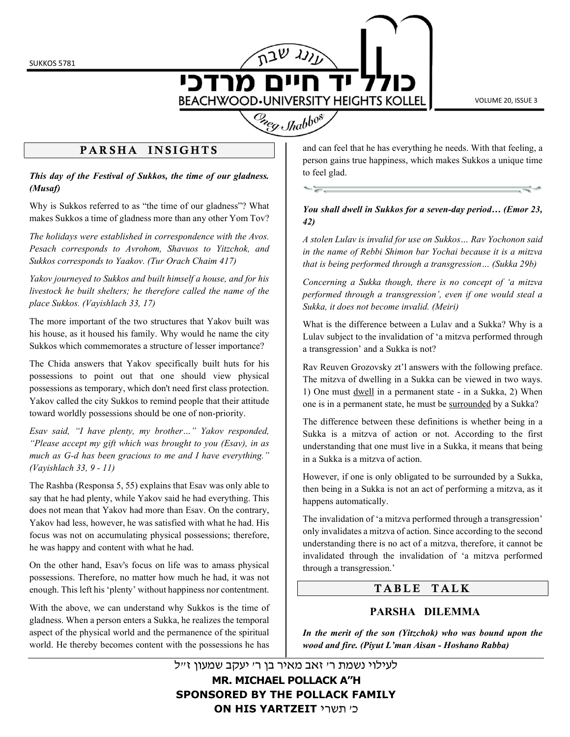# כולל יד חיים מרדכי

עונג שבת

BEACHWOOD•UNIVERSITY HEIGHTS KOLLEL

Oneg Shabbos

SUKKOS 5781

VOLUME 20, ISSUE 3

## PARSHA INSIGHTS

***This day of the Festival of Sukkos, the time of our gladness. (Musaf)***

Why is Sukkos referred to as "the time of our gladness"? What makes Sukkos a time of gladness more than any other Yom Tov?

*The holidays were established in correspondence with the Avos. Pesach corresponds to Avrohom, Shavuos to Yitzchok, and Sukkos corresponds to Yaakov. (Tur Orach Chaim 417)*

*Yakov journeyed to Sukkos and built himself a house, and for his livestock he built shelters; he therefore called the name of the place Sukkos. (Vayishlach 33, 17)*

The more important of the two structures that Yakov built was his house, as it housed his family. Why would he name the city Sukkos which commemorates a structure of lesser importance?

The Chida answers that Yakov specifically built huts for his possessions to point out that one should view physical possessions as temporary, which don't need first class protection. Yakov called the city Sukkos to remind people that their attitude toward worldly possessions should be one of non-priority.

*Esav said, "I have plenty, my brother…" Yakov responded, "Please accept my gift which was brought to you (Esav), in as much as G-d has been gracious to me and I have everything." (Vayishlach 33, 9 - 11)*

The Rashba (Responsa 5, 55) explains that Esav was only able to say that he had plenty, while Yakov said he had everything. This does not mean that Yakov had more than Esav. On the contrary, Yakov had less, however, he was satisfied with what he had. His focus was not on accumulating physical possessions; therefore, he was happy and content with what he had.

On the other hand, Esav's focus on life was to amass physical possessions. Therefore, no matter how much he had, it was not enough. This left his 'plenty' without happiness nor contentment.

With the above, we can understand why Sukkos is the time of gladness. When a person enters a Sukka, he realizes the temporal aspect of the physical world and the permanence of the spiritual world. He thereby becomes content with the possessions he has and can feel that he has everything he needs. With that feeling, a person gains true happiness, which makes Sukkos a unique time to feel glad.

---

***You shall dwell in Sukkos for a seven-day period… (Emor 23, 42)***

*A stolen Lulav is invalid for use on Sukkos… Rav Yochonon said in the name of Rebbi Shimon bar Yochai because it is a mitzva that is being performed through a transgression… (Sukka 29b)*

*Concerning a Sukka though, there is no concept of 'a mitzva performed through a transgression', even if one would steal a Sukka, it does not become invalid. (Meiri)*

What is the difference between a Lulav and a Sukka? Why is a Lulav subject to the invalidation of 'a mitzva performed through a transgression' and a Sukka is not?

Rav Reuven Grozovsky zt'l answers with the following preface. The mitzva of dwelling in a Sukka can be viewed in two ways. 1) One must dwell in a permanent state - in a Sukka, 2) When one is in a permanent state, he must be surrounded by a Sukka?

The difference between these definitions is whether being in a Sukka is a mitzva of action or not. According to the first understanding that one must live in a Sukka, it means that being in a Sukka is a mitzva of action.

However, if one is only obligated to be surrounded by a Sukka, then being in a Sukka is not an act of performing a mitzva, as it happens automatically.

The invalidation of 'a mitzva performed through a transgression' only invalidates a mitzva of action. Since according to the second understanding there is no act of a mitzva, therefore, it cannot be invalidated through the invalidation of 'a mitzva performed through a transgression.'

## TABLE TALK

### PARSHA DILEMMA

***In the merit of the son (Yitzchok) who was bound upon the wood and fire. (Piyut L'man Aisan - Hoshano Rabba)***

---

לעילוי נשמת ר׳ זאב מאיר בן ר׳ יעקב שמעון ז״ל

**MR. MICHAEL POLLACK A"H**

**SPONSORED BY THE POLLACK FAMILY**

**ON HIS YARTZEIT כ׳ תשרי**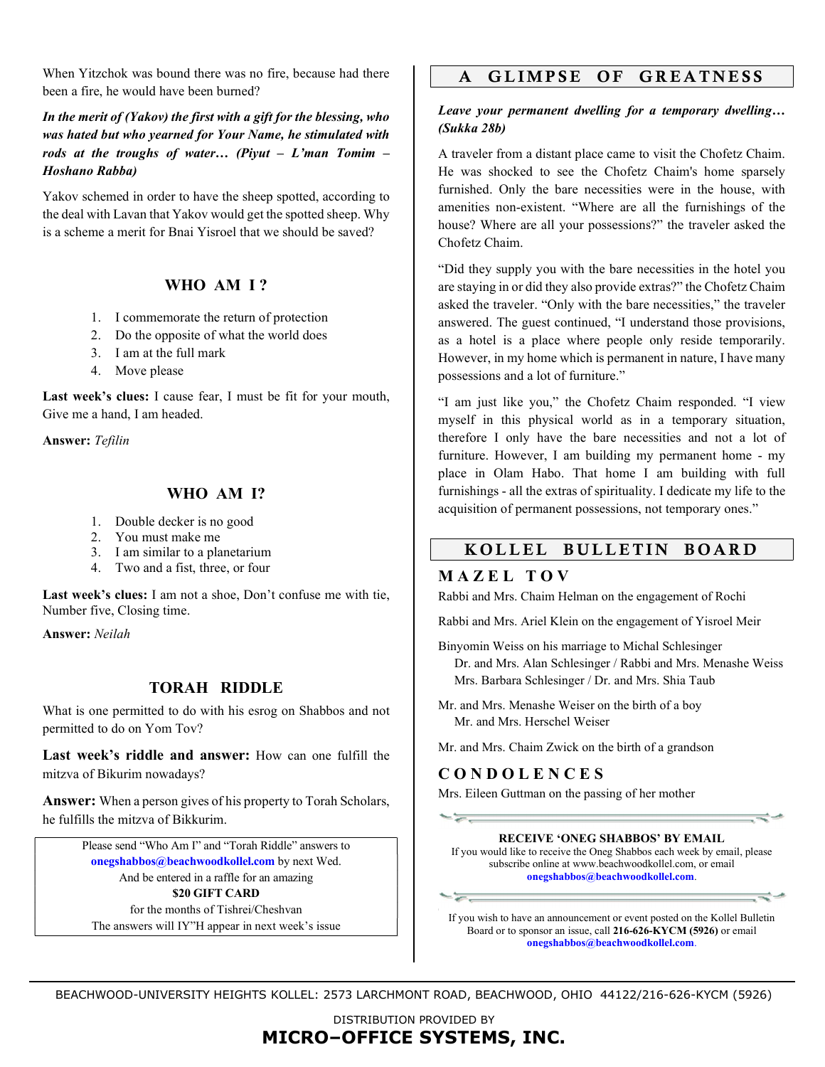When Yitzchok was bound there was no fire, because had there been a fire, he would have been burned?

***In the merit of (Yakov) the first with a gift for the blessing, who was hated but who yearned for Your Name, he stimulated with rods at the troughs of water… (Piyut – L'man Tomim – Hoshano Rabba)***

Yakov schemed in order to have the sheep spotted, according to the deal with Lavan that Yakov would get the spotted sheep. Why is a scheme a merit for Bnai Yisroel that we should be saved?

### WHO AM I ?

1. I commemorate the return of protection
2. Do the opposite of what the world does
3. I am at the full mark
4. Move please

**Last week's clues:** I cause fear, I must be fit for your mouth, Give me a hand, I am headed.

**Answer:** *Tefilin*

### WHO AM I?

1. Double decker is no good
2. You must make me
3. I am similar to a planetarium
4. Two and a fist, three, or four

**Last week's clues:** I am not a shoe, Don't confuse me with tie, Number five, Closing time.

**Answer:** *Neilah*

### TORAH RIDDLE

What is one permitted to do with his esrog on Shabbos and not permitted to do on Yom Tov?

**Last week's riddle and answer:** How can one fulfill the mitzva of Bikurim nowadays?

**Answer:** When a person gives of his property to Torah Scholars, he fulfills the mitzva of Bikkurim.

Please send "Who Am I" and "Torah Riddle" answers to **onegshabbos@beachwoodkollel.com** by next Wed.
And be entered in a raffle for an amazing
**$20 GIFT CARD**
for the months of Tishrei/Cheshvan
The answers will IY"H appear in next week's issue

## A GLIMPSE OF GREATNESS

***Leave your permanent dwelling for a temporary dwelling… (Sukka 28b)***

A traveler from a distant place came to visit the Chofetz Chaim. He was shocked to see the Chofetz Chaim's home sparsely furnished. Only the bare necessities were in the house, with amenities non-existent. "Where are all the furnishings of the house? Where are all your possessions?" the traveler asked the Chofetz Chaim.

"Did they supply you with the bare necessities in the hotel you are staying in or did they also provide extras?" the Chofetz Chaim asked the traveler. "Only with the bare necessities," the traveler answered. The guest continued, "I understand those provisions, as a hotel is a place where people only reside temporarily. However, in my home which is permanent in nature, I have many possessions and a lot of furniture."

"I am just like you," the Chofetz Chaim responded. "I view myself in this physical world as in a temporary situation, therefore I only have the bare necessities and not a lot of furniture. However, I am building my permanent home - my place in Olam Habo. That home I am building with full furnishings - all the extras of spirituality. I dedicate my life to the acquisition of permanent possessions, not temporary ones."

## KOLLEL BULLETIN BOARD

### MAZEL TOV

Rabbi and Mrs. Chaim Helman on the engagement of Rochi

Rabbi and Mrs. Ariel Klein on the engagement of Yisroel Meir

Binyomin Weiss on his marriage to Michal Schlesinger
Dr. and Mrs. Alan Schlesinger / Rabbi and Mrs. Menashe Weiss
Mrs. Barbara Schlesinger / Dr. and Mrs. Shia Taub

Mr. and Mrs. Menashe Weiser on the birth of a boy
Mr. and Mrs. Herschel Weiser

Mr. and Mrs. Chaim Zwick on the birth of a grandson

### CONDOLENCES

Mrs. Eileen Guttman on the passing of her mother

**RECEIVE 'ONEG SHABBOS' BY EMAIL**
If you would like to receive the Oneg Shabbos each week by email, please subscribe online at www.beachwoodkollel.com, or email **onegshabbos@beachwoodkollel.com**.

If you wish to have an announcement or event posted on the Kollel Bulletin Board or to sponsor an issue, call **216-626-KYCM (5926)** or email **onegshabbos@beachwoodkollel.com**.

BEACHWOOD-UNIVERSITY HEIGHTS KOLLEL: 2573 LARCHMONT ROAD, BEACHWOOD, OHIO 44122/216-626-KYCM (5926)

DISTRIBUTION PROVIDED BY
**MICRO–OFFICE SYSTEMS, INC.**